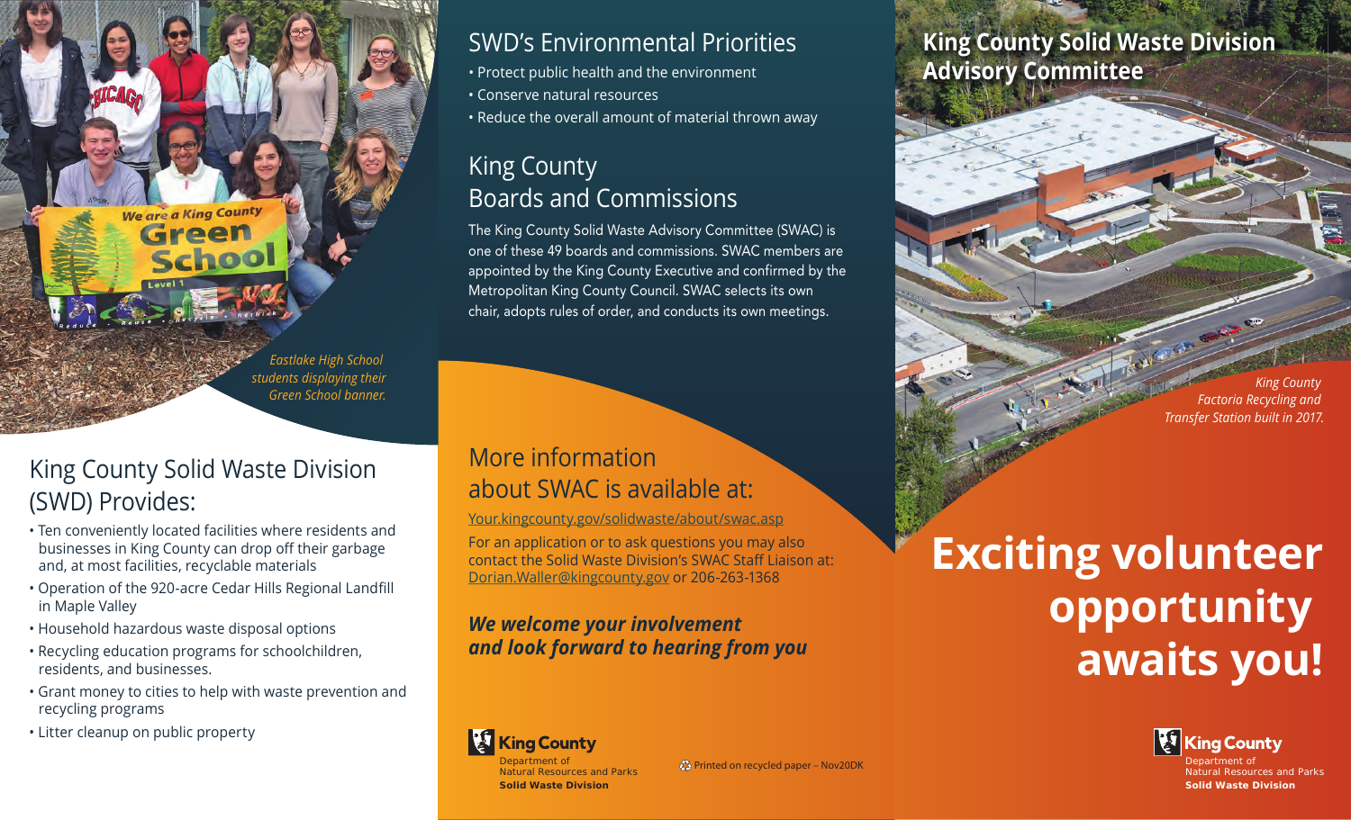*Eastlake High School students displaying their Green School banner.*

## King County Solid Waste Division (SWD) Provides:

- Ten conveniently located facilities where residents and businesses in King County can drop off their garbage and, at most facilities, recyclable materials
- Operation of the 920-acre Cedar Hills Regional Landfill in Maple Valley
- Household hazardous waste disposal options
- Recycling education programs for schoolchildren, residents, and businesses.
- Grant money to cities to help with waste prevention and recycling programs
- Litter cleanup on public property

## SWD's Environmental Priorities

- Protect public health and the environment
- Conserve natural resources
- Reduce the overall amount of material thrown away

## King County Boards and Commissions

The King County Solid Waste Advisory Committee (SWAC) is one of these 49 boards and commissions. SWAC members are appointed by the King County Executive and confirmed by the Metropolitan King County Council. SWAC selects its own chair, adopts rules of order, and conducts its own meetings.

## More information about SWAC is available at:

Your.kingcounty.gov/solidwaste/about/swac.asp

For an application or to ask questions you may also contact the Solid Waste Division's SWAC Staff Liaison at: Dorian.Waller@kingcounty.gov or 206-263-1368

***We welcome your involvement and look forward to hearing from you***

King County
Department of Natural Resources and Parks
**Solid Waste Division**

Printed on recycled paper – Nov20DK

# King County Solid Waste Division Advisory Committee

*King County Factoria Recycling and Transfer Station built in 2017.*

# Exciting volunteer opportunity awaits you!

King County
Department of Natural Resources and Parks
**Solid Waste Division**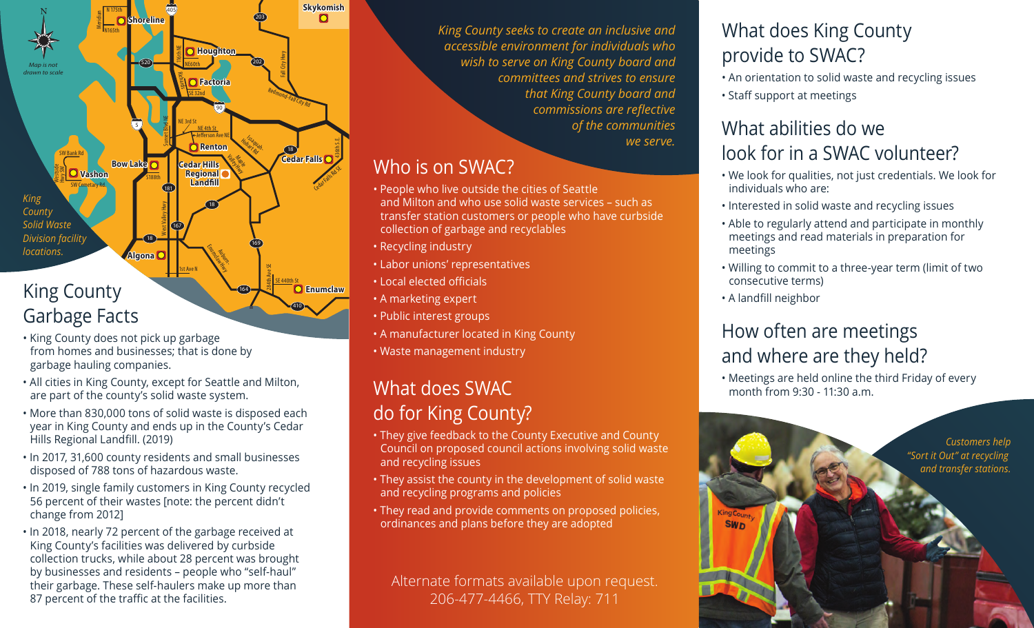*Map is not drawn to scale*

*King County Solid Waste Division facility locations.*

Shoreline
Houghton
Factoria
Skykomish
Renton
Bow Lake
Vashon
Cedar Hills Regional Landfill
Cedar Falls
Algona
Enumclaw

## King County Garbage Facts

- King County does not pick up garbage from homes and businesses; that is done by garbage hauling companies.
- All cities in King County, except for Seattle and Milton, are part of the county's solid waste system.
- More than 830,000 tons of solid waste is disposed each year in King County and ends up in the County's Cedar Hills Regional Landfill. (2019)
- In 2017, 31,600 county residents and small businesses disposed of 788 tons of hazardous waste.
- In 2019, single family customers in King County recycled 56 percent of their wastes [note: the percent didn't change from 2012]
- In 2018, nearly 72 percent of the garbage received at King County's facilities was delivered by curbside collection trucks, while about 28 percent was brought by businesses and residents – people who "self-haul" their garbage. These self-haulers make up more than 87 percent of the traffic at the facilities.

*King County seeks to create an inclusive and accessible environment for individuals who wish to serve on King County board and committees and strives to ensure that King County board and commissions are reflective of the communities we serve.*

## Who is on SWAC?

- People who live outside the cities of Seattle and Milton and who use solid waste services – such as transfer station customers or people who have curbside collection of garbage and recyclables
- Recycling industry
- Labor unions' representatives
- Local elected officials
- A marketing expert
- Public interest groups
- A manufacturer located in King County
- Waste management industry

## What does SWAC do for King County?

- They give feedback to the County Executive and County Council on proposed council actions involving solid waste and recycling issues
- They assist the county in the development of solid waste and recycling programs and policies
- They read and provide comments on proposed policies, ordinances and plans before they are adopted

Alternate formats available upon request.
206-477-4466, TTY Relay: 711

## What does King County provide to SWAC?

- An orientation to solid waste and recycling issues
- Staff support at meetings

## What abilities do we look for in a SWAC volunteer?

- We look for qualities, not just credentials. We look for individuals who are:
- Interested in solid waste and recycling issues
- Able to regularly attend and participate in monthly meetings and read materials in preparation for meetings
- Willing to commit to a three-year term (limit of two consecutive terms)
- A landfill neighbor

## How often are meetings and where are they held?

- Meetings are held online the third Friday of every month from 9:30 - 11:30 a.m.

*Customers help "Sort it Out" at recycling and transfer stations.*